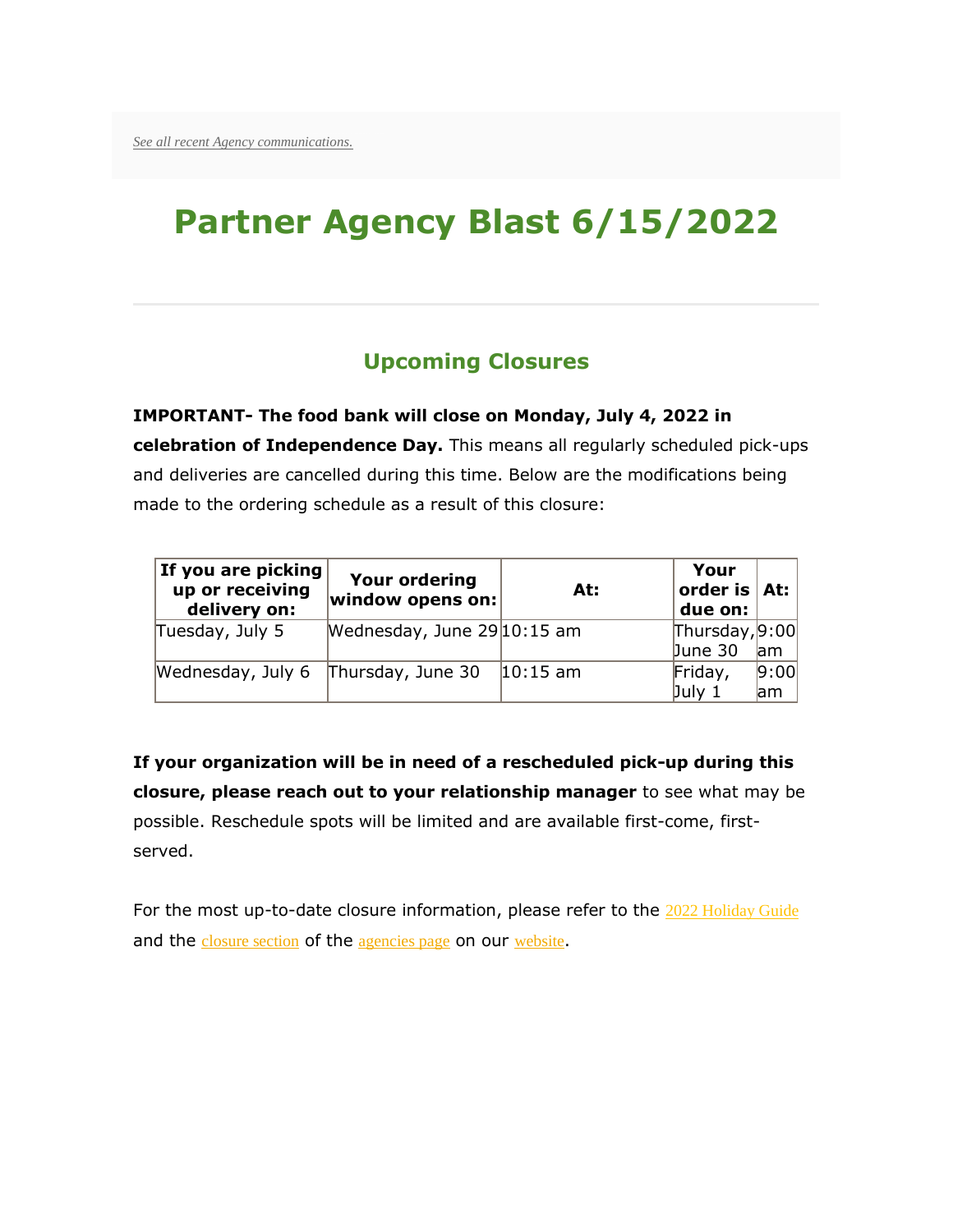*See all recent Agency communications.*

# Partner Agency Blast 6/15/2022

---

## Upcoming Closures

**IMPORTANT- The food bank will close on Monday, July 4, 2022 in celebration of Independence Day.** This means all regularly scheduled pick-ups and deliveries are cancelled during this time. Below are the modifications being made to the ordering schedule as a result of this closure:

| If you are picking up or receiving delivery on: | Your ordering window opens on: | At: | Your order is due on: | At: |
|---|---|---|---|---|
| Tuesday, July 5 | Wednesday, June 29 | 10:15 am | Thursday, June 30 | 9:00 am |
| Wednesday, July 6 | Thursday, June 30 | 10:15 am | Friday, July 1 | 9:00 am |

**If your organization will be in need of a rescheduled pick-up during this closure, please reach out to your relationship manager** to see what may be possible. Reschedule spots will be limited and are available first-come, first-served.

For the most up-to-date closure information, please refer to the 2022 Holiday Guide and the closure section of the agencies page on our website.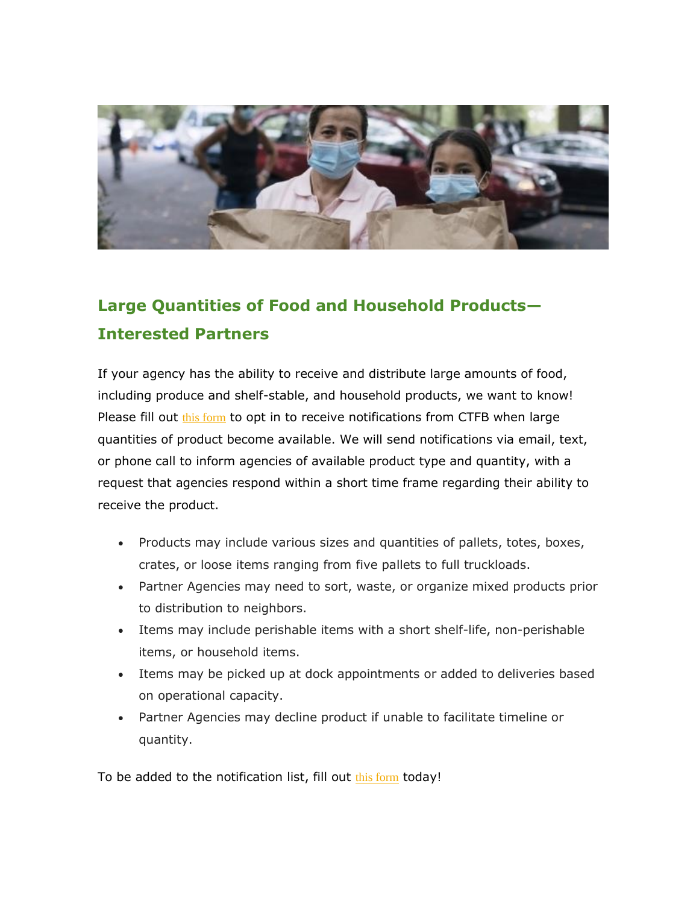## Large Quantities of Food and Household Products—Interested Partners

If your agency has the ability to receive and distribute large amounts of food, including produce and shelf-stable, and household products, we want to know! Please fill out this form to opt in to receive notifications from CTFB when large quantities of product become available. We will send notifications via email, text, or phone call to inform agencies of available product type and quantity, with a request that agencies respond within a short time frame regarding their ability to receive the product.

- Products may include various sizes and quantities of pallets, totes, boxes, crates, or loose items ranging from five pallets to full truckloads.
- Partner Agencies may need to sort, waste, or organize mixed products prior to distribution to neighbors.
- Items may include perishable items with a short shelf-life, non-perishable items, or household items.
- Items may be picked up at dock appointments or added to deliveries based on operational capacity.
- Partner Agencies may decline product if unable to facilitate timeline or quantity.

To be added to the notification list, fill out this form today!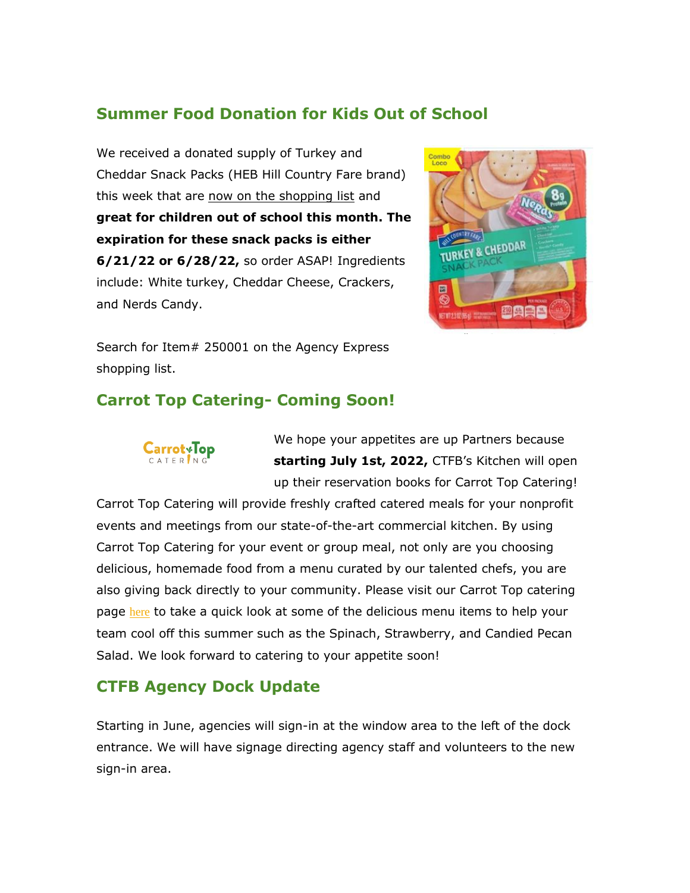## Summer Food Donation for Kids Out of School

We received a donated supply of Turkey and Cheddar Snack Packs (HEB Hill Country Fare brand) this week that are now on the shopping list and **great for children out of school this month. The expiration for these snack packs is either 6/21/22 or 6/28/22,** so order ASAP! Ingredients include: White turkey, Cheddar Cheese, Crackers, and Nerds Candy.

Search for Item# 250001 on the Agency Express shopping list.

## Carrot Top Catering- Coming Soon!

We hope your appetites are up Partners because **starting July 1st, 2022,** CTFB's Kitchen will open up their reservation books for Carrot Top Catering! Carrot Top Catering will provide freshly crafted catered meals for your nonprofit events and meetings from our state-of-the-art commercial kitchen. By using Carrot Top Catering for your event or group meal, not only are you choosing delicious, homemade food from a menu curated by our talented chefs, you are also giving back directly to your community. Please visit our Carrot Top catering page here to take a quick look at some of the delicious menu items to help your team cool off this summer such as the Spinach, Strawberry, and Candied Pecan Salad. We look forward to catering to your appetite soon!

## CTFB Agency Dock Update

Starting in June, agencies will sign-in at the window area to the left of the dock entrance. We will have signage directing agency staff and volunteers to the new sign-in area.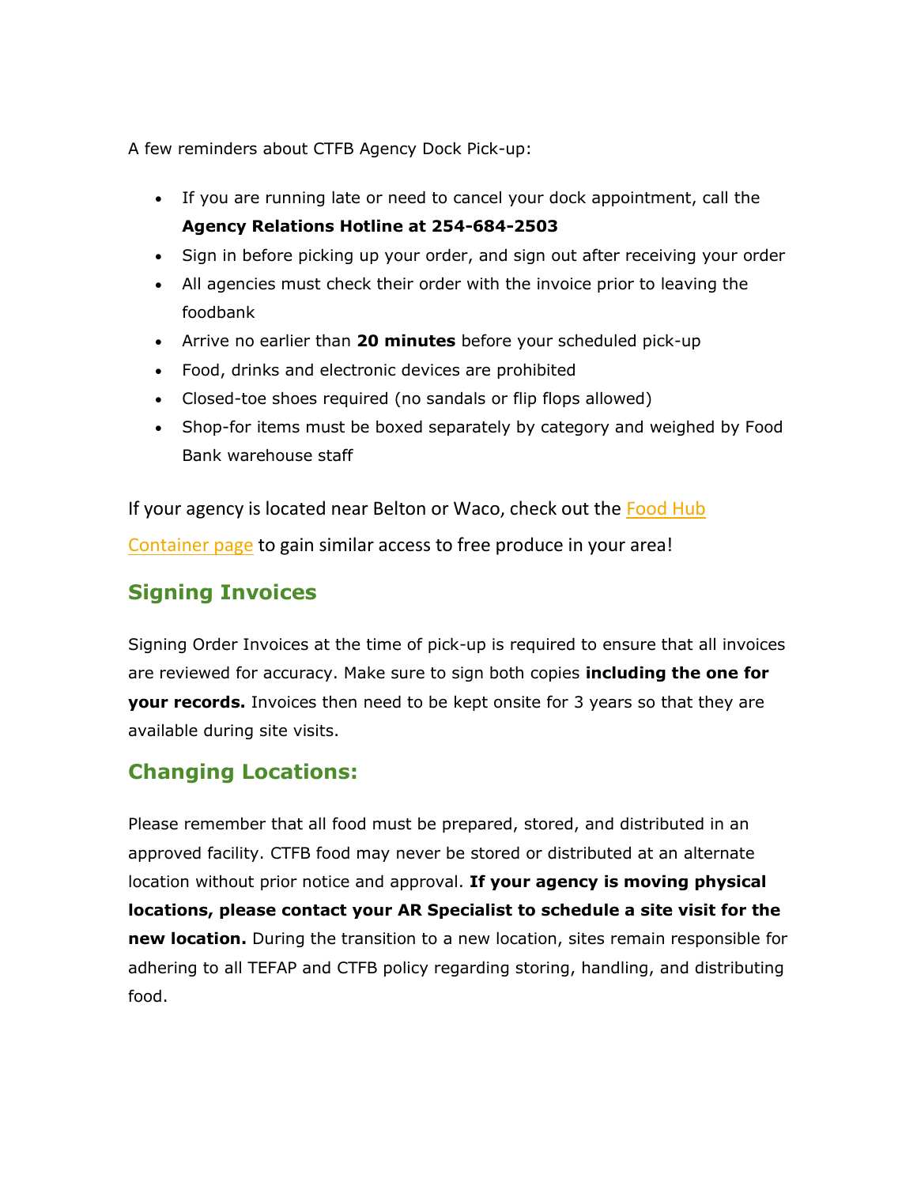A few reminders about CTFB Agency Dock Pick-up:

- If you are running late or need to cancel your dock appointment, call the **Agency Relations Hotline at 254-684-2503**
- Sign in before picking up your order, and sign out after receiving your order
- All agencies must check their order with the invoice prior to leaving the foodbank
- Arrive no earlier than **20 minutes** before your scheduled pick-up
- Food, drinks and electronic devices are prohibited
- Closed-toe shoes required (no sandals or flip flops allowed)
- Shop-for items must be boxed separately by category and weighed by Food Bank warehouse staff

If your agency is located near Belton or Waco, check out the [Food Hub Container page]() to gain similar access to free produce in your area!

## Signing Invoices

Signing Order Invoices at the time of pick-up is required to ensure that all invoices are reviewed for accuracy. Make sure to sign both copies **including the one for your records.** Invoices then need to be kept onsite for 3 years so that they are available during site visits.

## Changing Locations:

Please remember that all food must be prepared, stored, and distributed in an approved facility. CTFB food may never be stored or distributed at an alternate location without prior notice and approval. **If your agency is moving physical locations, please contact your AR Specialist to schedule a site visit for the new location.** During the transition to a new location, sites remain responsible for adhering to all TEFAP and CTFB policy regarding storing, handling, and distributing food.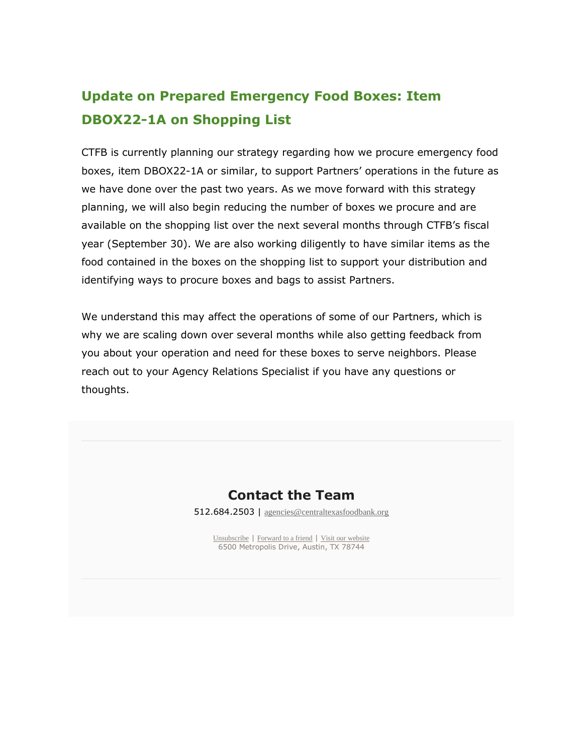## Update on Prepared Emergency Food Boxes: Item DBOX22-1A on Shopping List

CTFB is currently planning our strategy regarding how we procure emergency food boxes, item DBOX22-1A or similar, to support Partners' operations in the future as we have done over the past two years. As we move forward with this strategy planning, we will also begin reducing the number of boxes we procure and are available on the shopping list over the next several months through CTFB's fiscal year (September 30). We are also working diligently to have similar items as the food contained in the boxes on the shopping list to support your distribution and identifying ways to procure boxes and bags to assist Partners.

We understand this may affect the operations of some of our Partners, which is why we are scaling down over several months while also getting feedback from you about your operation and need for these boxes to serve neighbors. Please reach out to your Agency Relations Specialist if you have any questions or thoughts.

---

## Contact the Team

512.684.2503 | agencies@centraltexasfoodbank.org

Unsubscribe | Forward to a friend | Visit our website
6500 Metropolis Drive, Austin, TX 78744

---